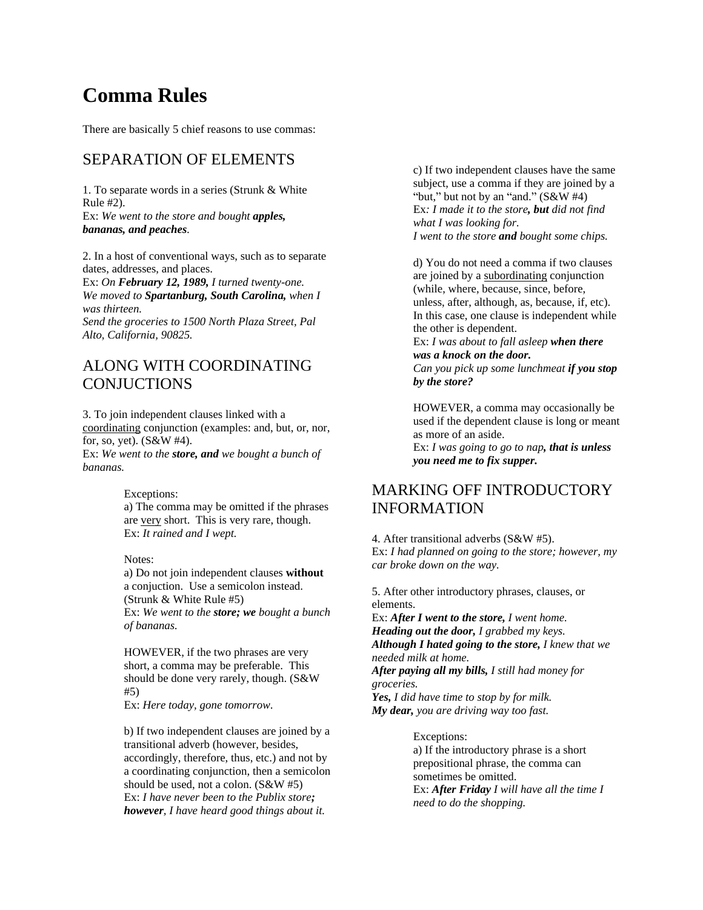# Comma Rules

There are basically 5 chief reasons to use commas:

## SEPARATION OF ELEMENTS

1. To separate words in a series (Strunk & White Rule #2).
Ex: *We went to the store and bought **apples, bananas, and peaches**.*

2. In a host of conventional ways, such as to separate dates, addresses, and places.
Ex: *On **February 12, 1989,** I turned twenty-one.*
*We moved to **Spartanburg, South Carolina,** when I was thirteen.*
*Send the groceries to 1500 North Plaza Street, Pal Alto, California, 90825.*

## ALONG WITH COORDINATING CONJUCTIONS

3. To join independent clauses linked with a <u>coordinating</u> conjunction (examples: and, but, or, nor, for, so, yet). (S&W #4).
Ex: *We went to the **store, and** we bought a bunch of bananas.*

Exceptions:
a) The comma may be omitted if the phrases are <u>very</u> short. This is very rare, though.
Ex: *It rained and I wept.*

Notes:
a) Do not join independent clauses **without** a conjuction. Use a semicolon instead. (Strunk & White Rule #5)
Ex: *We went to the **store; we** bought a bunch of bananas.*

HOWEVER, if the two phrases are very short, a comma may be preferable. This should be done very rarely, though. (S&W #5)
Ex: *Here today, gone tomorrow.*

b) If two independent clauses are joined by a transitional adverb (however, besides, accordingly, therefore, thus, etc.) and not by a coordinating conjunction, then a semicolon should be used, not a colon. (S&W #5)
Ex: *I have never been to the Publix store**; however**, I have heard good things about it.*

c) If two independent clauses have the same subject, use a comma if they are joined by a "but," but not by an "and." (S&W #4)
Ex*: I made it to the store**, but** did not find what I was looking for.*
*I went to the store **and** bought some chips.*

d) You do not need a comma if two clauses are joined by a <u>subordinating</u> conjunction (while, where, because, since, before, unless, after, although, as, because, if, etc). In this case, one clause is independent while the other is dependent.
Ex: *I was about to fall asleep **when there was a knock on the door.***
*Can you pick up some lunchmeat **if you stop by the store?***

HOWEVER, a comma may occasionally be used if the dependent clause is long or meant as more of an aside.
Ex: *I was going to go to nap**, that is unless you need me to fix supper.***

## MARKING OFF INTRODUCTORY INFORMATION

4. After transitional adverbs (S&W #5).
Ex: *I had planned on going to the store; however, my car broke down on the way.*

5. After other introductory phrases, clauses, or elements.
Ex: ***After I went to the store,** I went home.*
***Heading out the door,** I grabbed my keys.*
***Although I hated going to the store,** I knew that we needed milk at home.*
***After paying all my bills,** I still had money for groceries.*
***Yes,** I did have time to stop by for milk.*
***My dear,** you are driving way too fast.*

Exceptions:
a) If the introductory phrase is a short prepositional phrase, the comma can sometimes be omitted.
Ex: ***After Friday** I will have all the time I need to do the shopping.*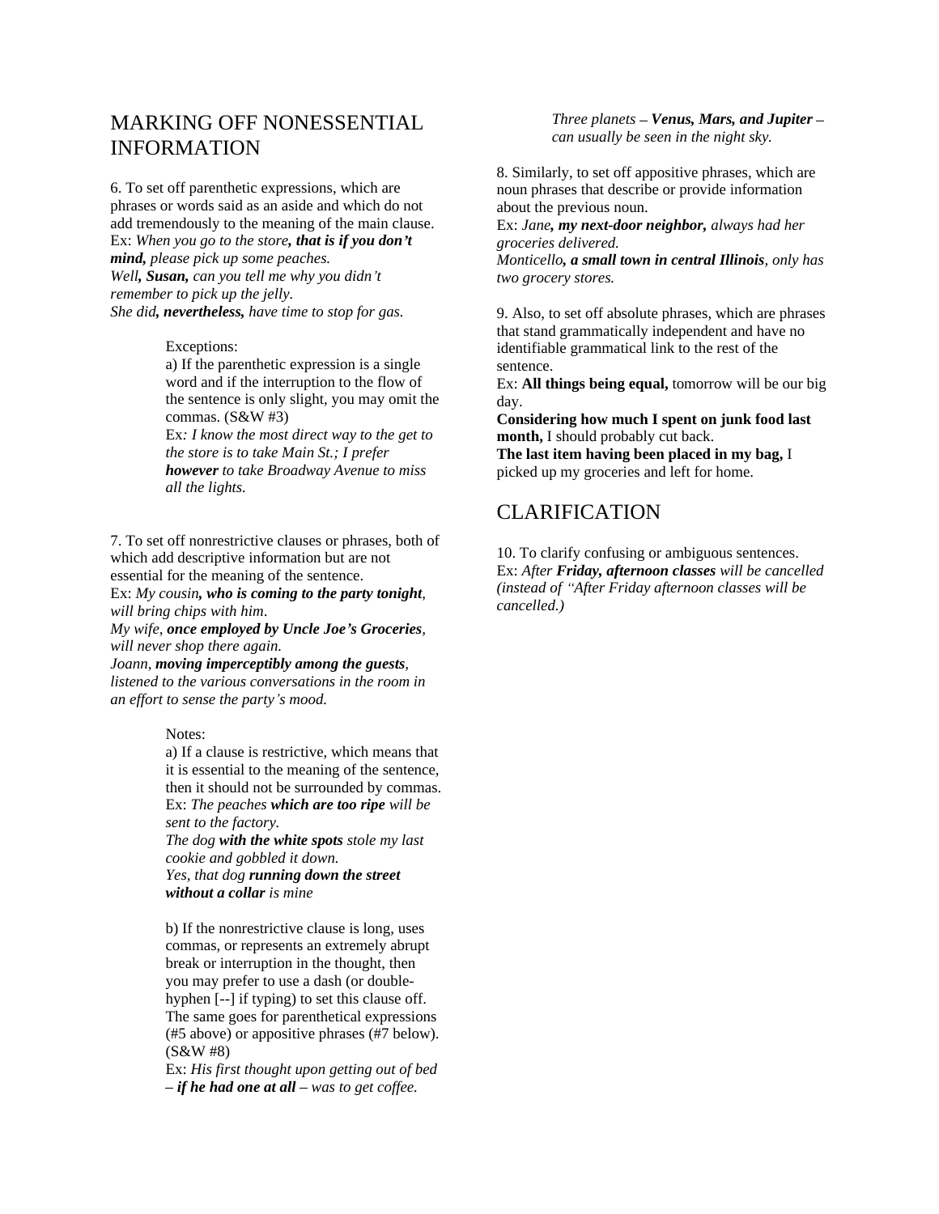## MARKING OFF NONESSENTIAL INFORMATION

6. To set off parenthetic expressions, which are phrases or words said as an aside and which do not add tremendously to the meaning of the main clause.
Ex: *When you go to the store**, that is if you don't mind,** please pick up some peaches.*
*Well**, Susan,** can you tell me why you didn't remember to pick up the jelly.*
*She did**, nevertheless,** have time to stop for gas.*

> Exceptions:
> a) If the parenthetic expression is a single word and if the interruption to the flow of the sentence is only slight, you may omit the commas. (S&W #3)
> Ex*: I know the most direct way to the get to the store is to take Main St.; I prefer **however** to take Broadway Avenue to miss all the lights.*

7. To set off nonrestrictive clauses or phrases, both of which add descriptive information but are not essential for the meaning of the sentence.
Ex: *My cousin**, who is coming to the party tonight**, will bring chips with him*.
*My wife, **once employed by Uncle Joe's Groceries**, will never shop there again.*
*Joann, **moving imperceptibly among the guests**, listened to the various conversations in the room in an effort to sense the party's mood.*

> Notes:
> a) If a clause is restrictive, which means that it is essential to the meaning of the sentence, then it should not be surrounded by commas.
> Ex: *The peaches **which are too ripe** will be sent to the factory.*
> *The dog **with the white spots** stole my last cookie and gobbled it down.*
> *Yes, that dog **running down the street without a collar** is mine*
>
> b) If the nonrestrictive clause is long, uses commas, or represents an extremely abrupt break or interruption in the thought, then you may prefer to use a dash (or double-hyphen [--] if typing) to set this clause off. The same goes for parenthetical expressions (#5 above) or appositive phrases (#7 below). (S&W #8)
> Ex: *His first thought upon getting out of bed – **if he had one at all** – was to get coffee.*
> *Three planets – **Venus, Mars, and Jupiter** – can usually be seen in the night sky.*

8. Similarly, to set off appositive phrases, which are noun phrases that describe or provide information about the previous noun.
Ex: *Jane**, my next-door neighbor,** always had her groceries delivered.*
*Monticello**, a small town in central Illinois**, only has two grocery stores.*

9. Also, to set off absolute phrases, which are phrases that stand grammatically independent and have no identifiable grammatical link to the rest of the sentence.
Ex: **All things being equal,** tomorrow will be our big day.
**Considering how much I spent on junk food last month,** I should probably cut back.
**The last item having been placed in my bag,** I picked up my groceries and left for home.

## CLARIFICATION

10. To clarify confusing or ambiguous sentences.
Ex: *After **Friday, afternoon classes** will be cancelled (instead of "After Friday afternoon classes will be cancelled.)*